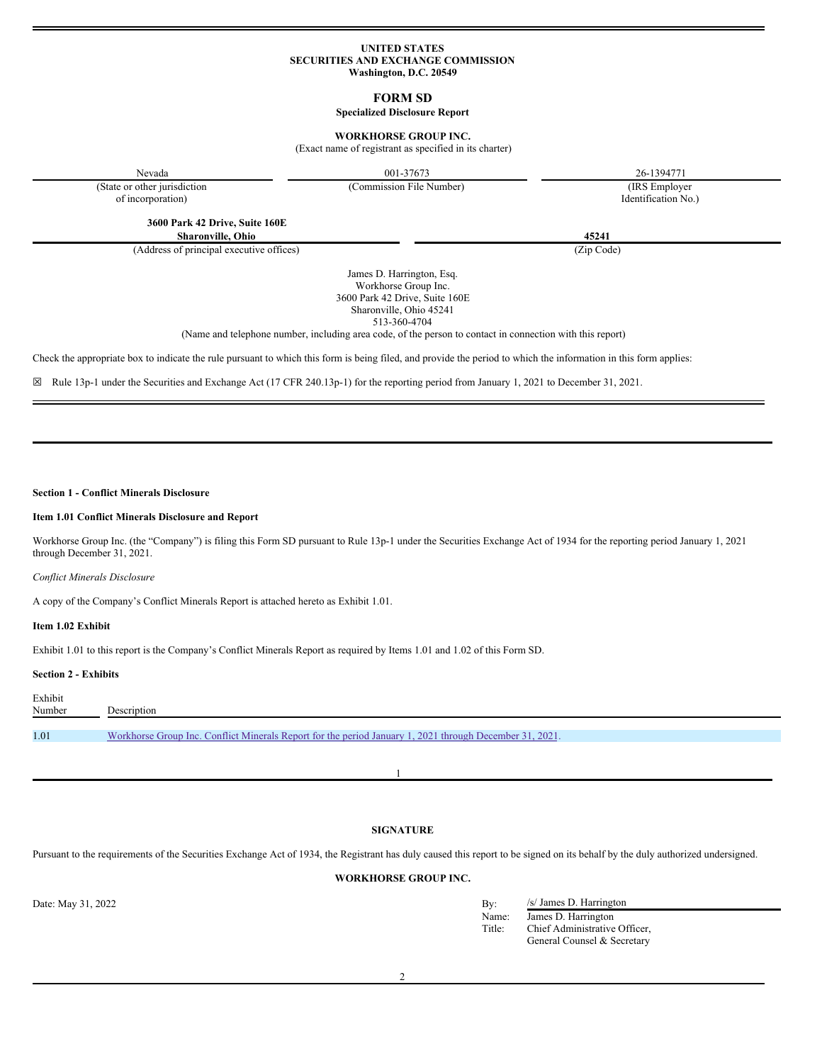**UNITED STATES**
**SECURITIES AND EXCHANGE COMMISSION**
**Washington, D.C. 20549**

# FORM SD

**Specialized Disclosure Report**

**WORKHORSE GROUP INC.**
(Exact name of registrant as specified in its charter)

| Nevada | 001-37673 | 26-1394771 |
| --- | --- | --- |
| (State or other jurisdiction of incorporation) | (Commission File Number) | (IRS Employer Identification No.) |

| **3600 Park 42 Drive, Suite 160E Sharonville, Ohio** | **45241** |
| --- | --- |
| (Address of principal executive offices) | (Zip Code) |

James D. Harrington, Esq.
Workhorse Group Inc.
3600 Park 42 Drive, Suite 160E
Sharonville, Ohio 45241
513-360-4704
(Name and telephone number, including area code, of the person to contact in connection with this report)

Check the appropriate box to indicate the rule pursuant to which this form is being filed, and provide the period to which the information in this form applies:

☒ Rule 13p-1 under the Securities and Exchange Act (17 CFR 240.13p-1) for the reporting period from January 1, 2021 to December 31, 2021.

---

**Section 1 - Conflict Minerals Disclosure**

**Item 1.01 Conflict Minerals Disclosure and Report**

Workhorse Group Inc. (the "Company") is filing this Form SD pursuant to Rule 13p-1 under the Securities Exchange Act of 1934 for the reporting period January 1, 2021 through December 31, 2021.

*Conflict Minerals Disclosure*

A copy of the Company's Conflict Minerals Report is attached hereto as Exhibit 1.01.

**Item 1.02 Exhibit**

Exhibit 1.01 to this report is the Company's Conflict Minerals Report as required by Items 1.01 and 1.02 of this Form SD.

**Section 2 - Exhibits**

| Exhibit Number | Description |
| --- | --- |
| 1.01 | Workhorse Group Inc. Conflict Minerals Report for the period January 1, 2021 through December 31, 2021. |

---

**SIGNATURE**

Pursuant to the requirements of the Securities Exchange Act of 1934, the Registrant has duly caused this report to be signed on its behalf by the duly authorized undersigned.

**WORKHORSE GROUP INC.**

Date: May 31, 2022

By: /s/ James D. Harrington
Name: James D. Harrington
Title: Chief Administrative Officer, General Counsel & Secretary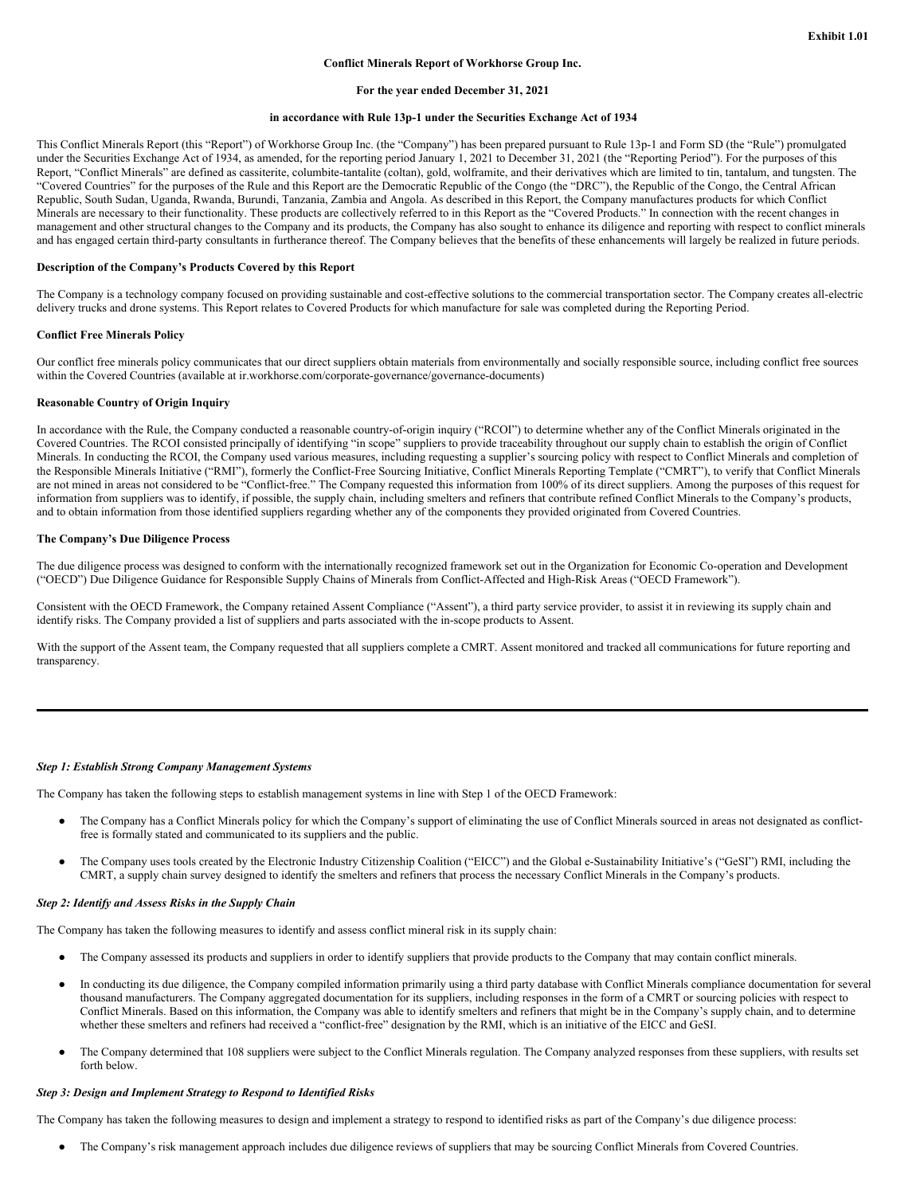Exhibit 1.01

**Conflict Minerals Report of Workhorse Group Inc.**

**For the year ended December 31, 2021**

**in accordance with Rule 13p-1 under the Securities Exchange Act of 1934**

This Conflict Minerals Report (this "Report") of Workhorse Group Inc. (the "Company") has been prepared pursuant to Rule 13p-1 and Form SD (the "Rule") promulgated under the Securities Exchange Act of 1934, as amended, for the reporting period January 1, 2021 to December 31, 2021 (the "Reporting Period"). For the purposes of this Report, "Conflict Minerals" are defined as cassiterite, columbite-tantalite (coltan), gold, wolframite, and their derivatives which are limited to tin, tantalum, and tungsten. The "Covered Countries" for the purposes of the Rule and this Report are the Democratic Republic of the Congo (the "DRC"), the Republic of the Congo, the Central African Republic, South Sudan, Uganda, Rwanda, Burundi, Tanzania, Zambia and Angola. As described in this Report, the Company manufactures products for which Conflict Minerals are necessary to their functionality. These products are collectively referred to in this Report as the "Covered Products." In connection with the recent changes in management and other structural changes to the Company and its products, the Company has also sought to enhance its diligence and reporting with respect to conflict minerals and has engaged certain third-party consultants in furtherance thereof. The Company believes that the benefits of these enhancements will largely be realized in future periods.

**Description of the Company's Products Covered by this Report**

The Company is a technology company focused on providing sustainable and cost-effective solutions to the commercial transportation sector. The Company creates all-electric delivery trucks and drone systems. This Report relates to Covered Products for which manufacture for sale was completed during the Reporting Period.

**Conflict Free Minerals Policy**

Our conflict free minerals policy communicates that our direct suppliers obtain materials from environmentally and socially responsible source, including conflict free sources within the Covered Countries (available at ir.workhorse.com/corporate-governance/governance-documents)

**Reasonable Country of Origin Inquiry**

In accordance with the Rule, the Company conducted a reasonable country-of-origin inquiry ("RCOI") to determine whether any of the Conflict Minerals originated in the Covered Countries. The RCOI consisted principally of identifying "in scope" suppliers to provide traceability throughout our supply chain to establish the origin of Conflict Minerals. In conducting the RCOI, the Company used various measures, including requesting a supplier's sourcing policy with respect to Conflict Minerals and completion of the Responsible Minerals Initiative ("RMI"), formerly the Conflict-Free Sourcing Initiative, Conflict Minerals Reporting Template ("CMRT"), to verify that Conflict Minerals are not mined in areas not considered to be "Conflict-free." The Company requested this information from 100% of its direct suppliers. Among the purposes of this request for information from suppliers was to identify, if possible, the supply chain, including smelters and refiners that contribute refined Conflict Minerals to the Company's products, and to obtain information from those identified suppliers regarding whether any of the components they provided originated from Covered Countries.

**The Company's Due Diligence Process**

The due diligence process was designed to conform with the internationally recognized framework set out in the Organization for Economic Co-operation and Development ("OECD") Due Diligence Guidance for Responsible Supply Chains of Minerals from Conflict-Affected and High-Risk Areas ("OECD Framework").

Consistent with the OECD Framework, the Company retained Assent Compliance ("Assent"), a third party service provider, to assist it in reviewing its supply chain and identify risks. The Company provided a list of suppliers and parts associated with the in-scope products to Assent.

With the support of the Assent team, the Company requested that all suppliers complete a CMRT. Assent monitored and tracked all communications for future reporting and transparency.

***Step 1: Establish Strong Company Management Systems***

The Company has taken the following steps to establish management systems in line with Step 1 of the OECD Framework:

- The Company has a Conflict Minerals policy for which the Company's support of eliminating the use of Conflict Minerals sourced in areas not designated as conflict-free is formally stated and communicated to its suppliers and the public.
- The Company uses tools created by the Electronic Industry Citizenship Coalition ("EICC") and the Global e-Sustainability Initiative's ("GeSI") RMI, including the CMRT, a supply chain survey designed to identify the smelters and refiners that process the necessary Conflict Minerals in the Company's products.

***Step 2: Identify and Assess Risks in the Supply Chain***

The Company has taken the following measures to identify and assess conflict mineral risk in its supply chain:

- The Company assessed its products and suppliers in order to identify suppliers that provide products to the Company that may contain conflict minerals.
- In conducting its due diligence, the Company compiled information primarily using a third party database with Conflict Minerals compliance documentation for several thousand manufacturers. The Company aggregated documentation for its suppliers, including responses in the form of a CMRT or sourcing policies with respect to Conflict Minerals. Based on this information, the Company was able to identify smelters and refiners that might be in the Company's supply chain, and to determine whether these smelters and refiners had received a "conflict-free" designation by the RMI, which is an initiative of the EICC and GeSI.
- The Company determined that 108 suppliers were subject to the Conflict Minerals regulation. The Company analyzed responses from these suppliers, with results set forth below.

***Step 3: Design and Implement Strategy to Respond to Identified Risks***

The Company has taken the following measures to design and implement a strategy to respond to identified risks as part of the Company's due diligence process:

- The Company's risk management approach includes due diligence reviews of suppliers that may be sourcing Conflict Minerals from Covered Countries.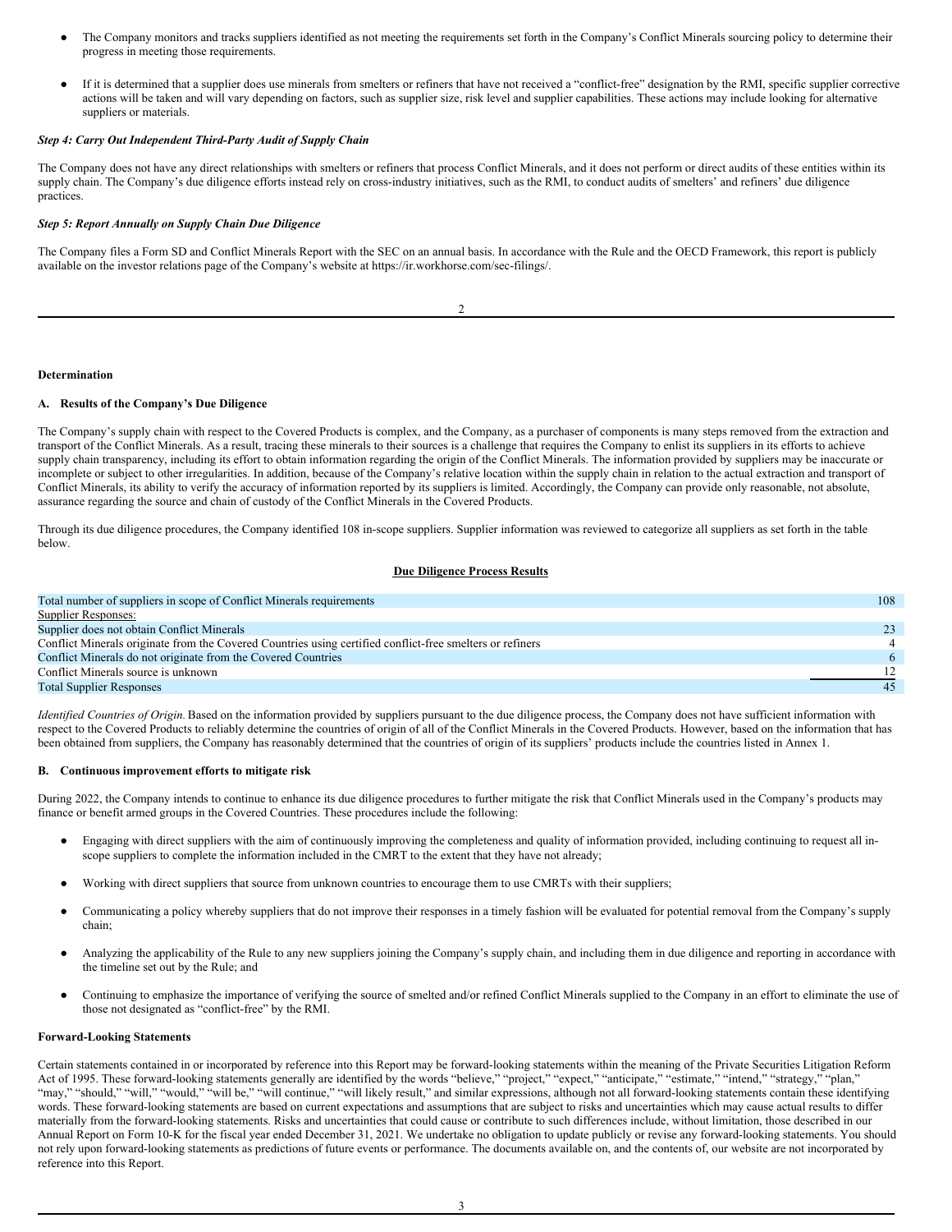- The Company monitors and tracks suppliers identified as not meeting the requirements set forth in the Company's Conflict Minerals sourcing policy to determine their progress in meeting those requirements.

- If it is determined that a supplier does use minerals from smelters or refiners that have not received a "conflict-free" designation by the RMI, specific supplier corrective actions will be taken and will vary depending on factors, such as supplier size, risk level and supplier capabilities. These actions may include looking for alternative suppliers or materials.

***Step 4: Carry Out Independent Third-Party Audit of Supply Chain***

The Company does not have any direct relationships with smelters or refiners that process Conflict Minerals, and it does not perform or direct audits of these entities within its supply chain. The Company's due diligence efforts instead rely on cross-industry initiatives, such as the RMI, to conduct audits of smelters' and refiners' due diligence practices.

***Step 5: Report Annually on Supply Chain Due Diligence***

The Company files a Form SD and Conflict Minerals Report with the SEC on an annual basis. In accordance with the Rule and the OECD Framework, this report is publicly available on the investor relations page of the Company's website at https://ir.workhorse.com/sec-filings/.

**Determination**

**A. Results of the Company's Due Diligence**

The Company's supply chain with respect to the Covered Products is complex, and the Company, as a purchaser of components is many steps removed from the extraction and transport of the Conflict Minerals. As a result, tracing these minerals to their sources is a challenge that requires the Company to enlist its suppliers in its efforts to achieve supply chain transparency, including its effort to obtain information regarding the origin of the Conflict Minerals. The information provided by suppliers may be inaccurate or incomplete or subject to other irregularities. In addition, because of the Company's relative location within the supply chain in relation to the actual extraction and transport of Conflict Minerals, its ability to verify the accuracy of information reported by its suppliers is limited. Accordingly, the Company can provide only reasonable, not absolute, assurance regarding the source and chain of custody of the Conflict Minerals in the Covered Products.

Through its due diligence procedures, the Company identified 108 in-scope suppliers. Supplier information was reviewed to categorize all suppliers as set forth in the table below.

**Due Diligence Process Results**

| | |
|---|---|
| Total number of suppliers in scope of Conflict Minerals requirements | 108 |
| Supplier Responses: | |
| Supplier does not obtain Conflict Minerals | 23 |
| Conflict Minerals originate from the Covered Countries using certified conflict-free smelters or refiners | 4 |
| Conflict Minerals do not originate from the Covered Countries | 6 |
| Conflict Minerals source is unknown | 12 |
| Total Supplier Responses | 45 |

*Identified Countries of Origin.* Based on the information provided by suppliers pursuant to the due diligence process, the Company does not have sufficient information with respect to the Covered Products to reliably determine the countries of origin of all of the Conflict Minerals in the Covered Products. However, based on the information that has been obtained from suppliers, the Company has reasonably determined that the countries of origin of its suppliers' products include the countries listed in Annex 1.

**B. Continuous improvement efforts to mitigate risk**

During 2022, the Company intends to continue to enhance its due diligence procedures to further mitigate the risk that Conflict Minerals used in the Company's products may finance or benefit armed groups in the Covered Countries. These procedures include the following:

- Engaging with direct suppliers with the aim of continuously improving the completeness and quality of information provided, including continuing to request all in-scope suppliers to complete the information included in the CMRT to the extent that they have not already;

- Working with direct suppliers that source from unknown countries to encourage them to use CMRTs with their suppliers;

- Communicating a policy whereby suppliers that do not improve their responses in a timely fashion will be evaluated for potential removal from the Company's supply chain;

- Analyzing the applicability of the Rule to any new suppliers joining the Company's supply chain, and including them in due diligence and reporting in accordance with the timeline set out by the Rule; and

- Continuing to emphasize the importance of verifying the source of smelted and/or refined Conflict Minerals supplied to the Company in an effort to eliminate the use of those not designated as "conflict-free" by the RMI.

**Forward-Looking Statements**

Certain statements contained in or incorporated by reference into this Report may be forward-looking statements within the meaning of the Private Securities Litigation Reform Act of 1995. These forward-looking statements generally are identified by the words "believe," "project," "expect," "anticipate," "estimate," "intend," "strategy," "plan," "may," "should," "will," "would," "will be," "will continue," "will likely result," and similar expressions, although not all forward-looking statements contain these identifying words. These forward-looking statements are based on current expectations and assumptions that are subject to risks and uncertainties which may cause actual results to differ materially from the forward-looking statements. Risks and uncertainties that could cause or contribute to such differences include, without limitation, those described in our Annual Report on Form 10-K for the fiscal year ended December 31, 2021. We undertake no obligation to update publicly or revise any forward-looking statements. You should not rely upon forward-looking statements as predictions of future events or performance. The documents available on, and the contents of, our website are not incorporated by reference into this Report.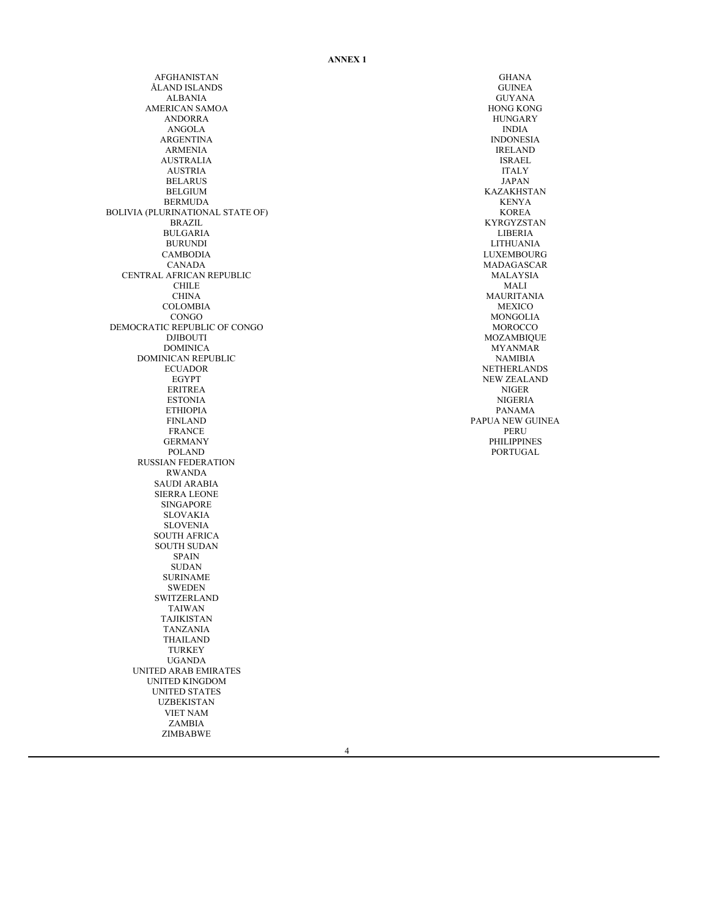**ANNEX 1**

AFGHANISTAN
ÅLAND ISLANDS
ALBANIA
AMERICAN SAMOA
ANDORRA
ANGOLA
ARGENTINA
ARMENIA
AUSTRALIA
AUSTRIA
BELARUS
BELGIUM
BERMUDA
BOLIVIA (PLURINATIONAL STATE OF)
BRAZIL
BULGARIA
BURUNDI
CAMBODIA
CANADA
CENTRAL AFRICAN REPUBLIC
CHILE
CHINA
COLOMBIA
CONGO
DEMOCRATIC REPUBLIC OF CONGO
DJIBOUTI
DOMINICA
DOMINICAN REPUBLIC
ECUADOR
EGYPT
ERITREA
ESTONIA
ETHIOPIA
FINLAND
FRANCE
GERMANY
GHANA
GUINEA
GUYANA
HONG KONG
HUNGARY
INDIA
INDONESIA
IRELAND
ISRAEL
ITALY
JAPAN
KAZAKHSTAN
KENYA
KOREA
KYRGYZSTAN
LIBERIA
LITHUANIA
LUXEMBOURG
MADAGASCAR
MALAYSIA
MALI
MAURITANIA
MEXICO
MONGOLIA
MOROCCO
MOZAMBIQUE
MYANMAR
NAMIBIA
NETHERLANDS
NEW ZEALAND
NIGER
NIGERIA
PANAMA
PAPUA NEW GUINEA
PERU
PHILIPPINES
POLAND
PORTUGAL
RUSSIAN FEDERATION
RWANDA
SAUDI ARABIA
SIERRA LEONE
SINGAPORE
SLOVAKIA
SLOVENIA
SOUTH AFRICA
SOUTH SUDAN
SPAIN
SUDAN
SURINAME
SWEDEN
SWITZERLAND
TAIWAN
TAJIKISTAN
TANZANIA
THAILAND
TURKEY
UGANDA
UNITED ARAB EMIRATES
UNITED KINGDOM
UNITED STATES
UZBEKISTAN
VIET NAM
ZAMBIA
ZIMBABWE